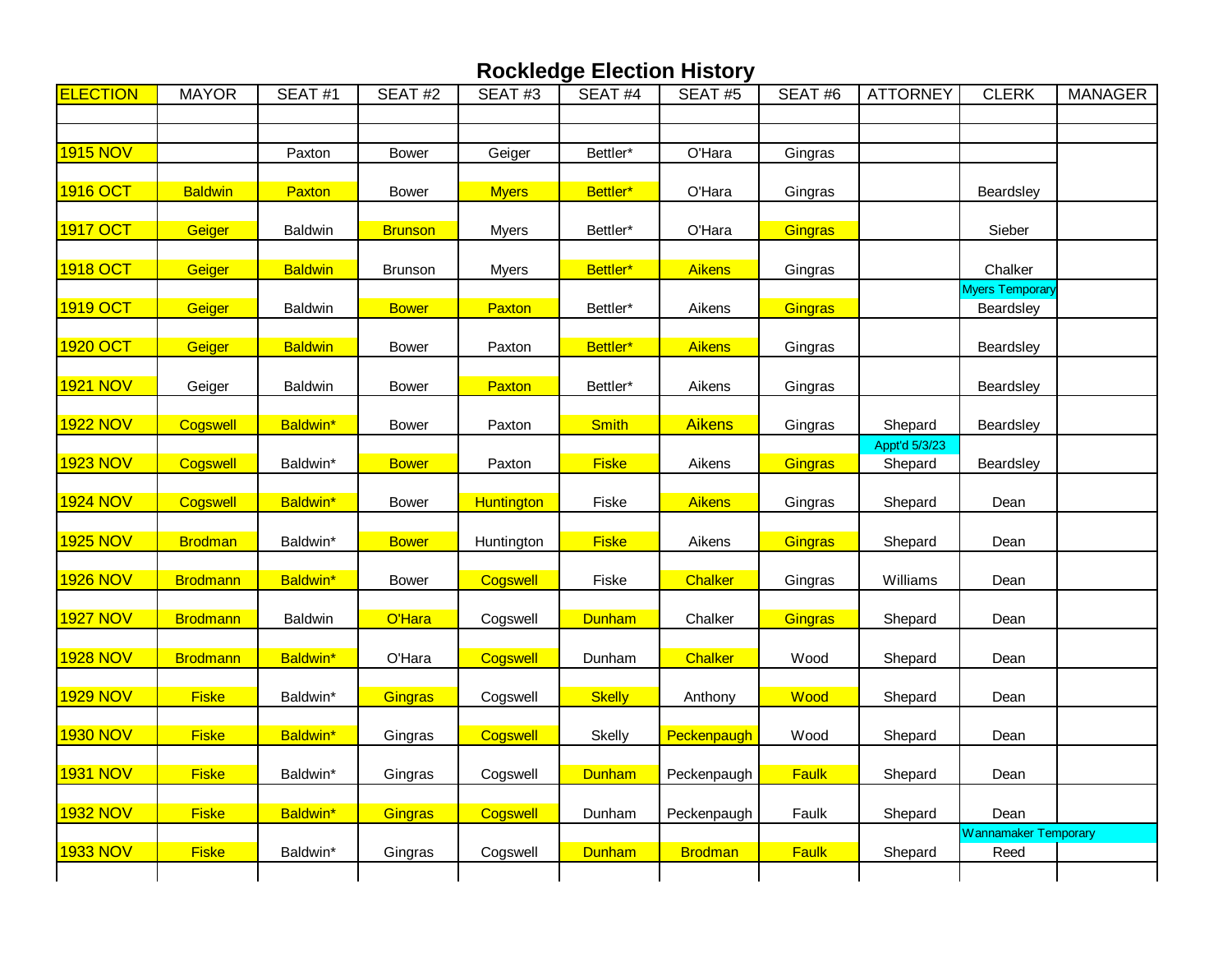# Rockledge Election History

| ELECTION | MAYOR | SEAT #1 | SEAT #2 | SEAT #3 | SEAT #4 | SEAT #5 | SEAT #6 | ATTORNEY | CLERK | MANAGER |
|---|---|---|---|---|---|---|---|---|---|---|
| | | | | | | | | | | |
| | | | | | | | | | | |
| 1915 NOV | | Paxton | Bower | Geiger | Bettler* | O'Hara | Gingras | | | |
| 1916 OCT | Baldwin | Paxton | Bower | Myers | Bettler* | O'Hara | Gingras | | Beardsley | |
| 1917 OCT | Geiger | Baldwin | Brunson | Myers | Bettler* | O'Hara | Gingras | | Sieber | |
| 1918 OCT | Geiger | Baldwin | Brunson | Myers | Bettler* | Aikens | Gingras | | Chalker | |
| 1919 OCT | Geiger | Baldwin | Bower | Paxton | Bettler* | Aikens | Gingras | | Myers Temporary<br>Beardsley | |
| 1920 OCT | Geiger | Baldwin | Bower | Paxton | Bettler* | Aikens | Gingras | | Beardsley | |
| 1921 NOV | Geiger | Baldwin | Bower | Paxton | Bettler* | Aikens | Gingras | | Beardsley | |
| 1922 NOV | Cogswell | Baldwin* | Bower | Paxton | Smith | Aikens | Gingras | Shepard | Beardsley | |
| 1923 NOV | Cogswell | Baldwin* | Bower | Paxton | Fiske | Aikens | Gingras | Appt'd 5/3/23<br>Shepard | Beardsley | |
| 1924 NOV | Cogswell | Baldwin* | Bower | Huntington | Fiske | Aikens | Gingras | Shepard | Dean | |
| 1925 NOV | Brodman | Baldwin* | Bower | Huntington | Fiske | Aikens | Gingras | Shepard | Dean | |
| 1926 NOV | Brodmann | Baldwin* | Bower | Cogswell | Fiske | Chalker | Gingras | Williams | Dean | |
| 1927 NOV | Brodmann | Baldwin | O'Hara | Cogswell | Dunham | Chalker | Gingras | Shepard | Dean | |
| 1928 NOV | Brodmann | Baldwin* | O'Hara | Cogswell | Dunham | Chalker | Wood | Shepard | Dean | |
| 1929 NOV | Fiske | Baldwin* | Gingras | Cogswell | Skelly | Anthony | Wood | Shepard | Dean | |
| 1930 NOV | Fiske | Baldwin* | Gingras | Cogswell | Skelly | Peckenpaugh | Wood | Shepard | Dean | |
| 1931 NOV | Fiske | Baldwin* | Gingras | Cogswell | Dunham | Peckenpaugh | Faulk | Shepard | Dean | |
| 1932 NOV | Fiske | Baldwin* | Gingras | Cogswell | Dunham | Peckenpaugh | Faulk | Shepard | Dean | |
| 1933 NOV | Fiske | Baldwin* | Gingras | Cogswell | Dunham | Brodman | Faulk | Shepard | Wannamaker Temporary<br>Reed | |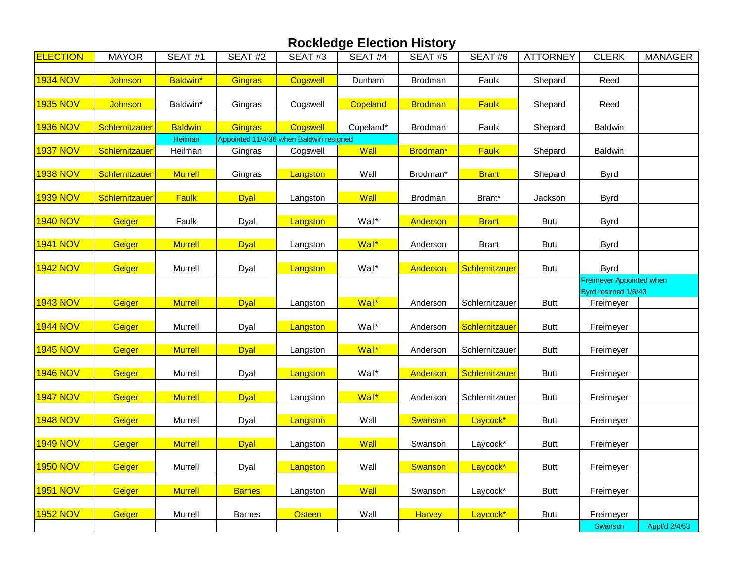# Rockledge Election History

| ELECTION | MAYOR | SEAT #1 | SEAT #2 | SEAT #3 | SEAT #4 | SEAT #5 | SEAT #6 | ATTORNEY | CLERK | MANAGER |
|---|---|---|---|---|---|---|---|---|---|---|
| 1934 NOV | Johnson | Baldwin* | Gingras | Cogswell | Dunham | Brodman | Faulk | Shepard | Reed | |
| 1935 NOV | Johnson | Baldwin* | Gingras | Cogswell | Copeland | Brodman | Faulk | Shepard | Reed | |
| 1936 NOV | Schlernitzauer | Baldwin | Gingras | Cogswell | Copeland* | Brodman | Faulk | Shepard | Baldwin | |
| | | Heilman | Appointed 11/4/36 when Baldwin resigned | | | | | | | |
| 1937 NOV | Schlernitzauer | Heilman | Gingras | Cogswell | Wall | Brodman* | Faulk | Shepard | Baldwin | |
| 1938 NOV | Schlernitzauer | Murrell | Gingras | Langston | Wall | Brodman* | Brant | Shepard | Byrd | |
| 1939 NOV | Schlernitzauer | Faulk | Dyal | Langston | Wall | Brodman | Brant* | Jackson | Byrd | |
| 1940 NOV | Geiger | Faulk | Dyal | Langston | Wall* | Anderson | Brant | Butt | Byrd | |
| 1941 NOV | Geiger | Murrell | Dyal | Langston | Wall* | Anderson | Brant | Butt | Byrd | |
| 1942 NOV | Geiger | Murrell | Dyal | Langston | Wall* | Anderson | Schlernitzauer | Butt | Byrd | |
| | | | | | | | | | Freimeyer Appointed when Byrd resirned 1/6/43 | |
| 1943 NOV | Geiger | Murrell | Dyal | Langston | Wall* | Anderson | Schlernitzauer | Butt | Freimeyer | |
| 1944 NOV | Geiger | Murrell | Dyal | Langston | Wall* | Anderson | Schlernitzauer | Butt | Freimeyer | |
| 1945 NOV | Geiger | Murrell | Dyal | Langston | Wall* | Anderson | Schlernitzauer | Butt | Freimeyer | |
| 1946 NOV | Geiger | Murrell | Dyal | Langston | Wall* | Anderson | Schlernitzauer | Butt | Freimeyer | |
| 1947 NOV | Geiger | Murrell | Dyal | Langston | Wall* | Anderson | Schlernitzauer | Butt | Freimeyer | |
| 1948 NOV | Geiger | Murrell | Dyal | Langston | Wall | Swanson | Laycock* | Butt | Freimeyer | |
| 1949 NOV | Geiger | Murrell | Dyal | Langston | Wall | Swanson | Laycock* | Butt | Freimeyer | |
| 1950 NOV | Geiger | Murrell | Dyal | Langston | Wall | Swanson | Laycock* | Butt | Freimeyer | |
| 1951 NOV | Geiger | Murrell | Barnes | Langston | Wall | Swanson | Laycock* | Butt | Freimeyer | |
| 1952 NOV | Geiger | Murrell | Barnes | Osteen | Wall | Harvey | Laycock* | Butt | Freimeyer | |
| | | | | | | | | | Swanson | Appt'd 2/4/53 |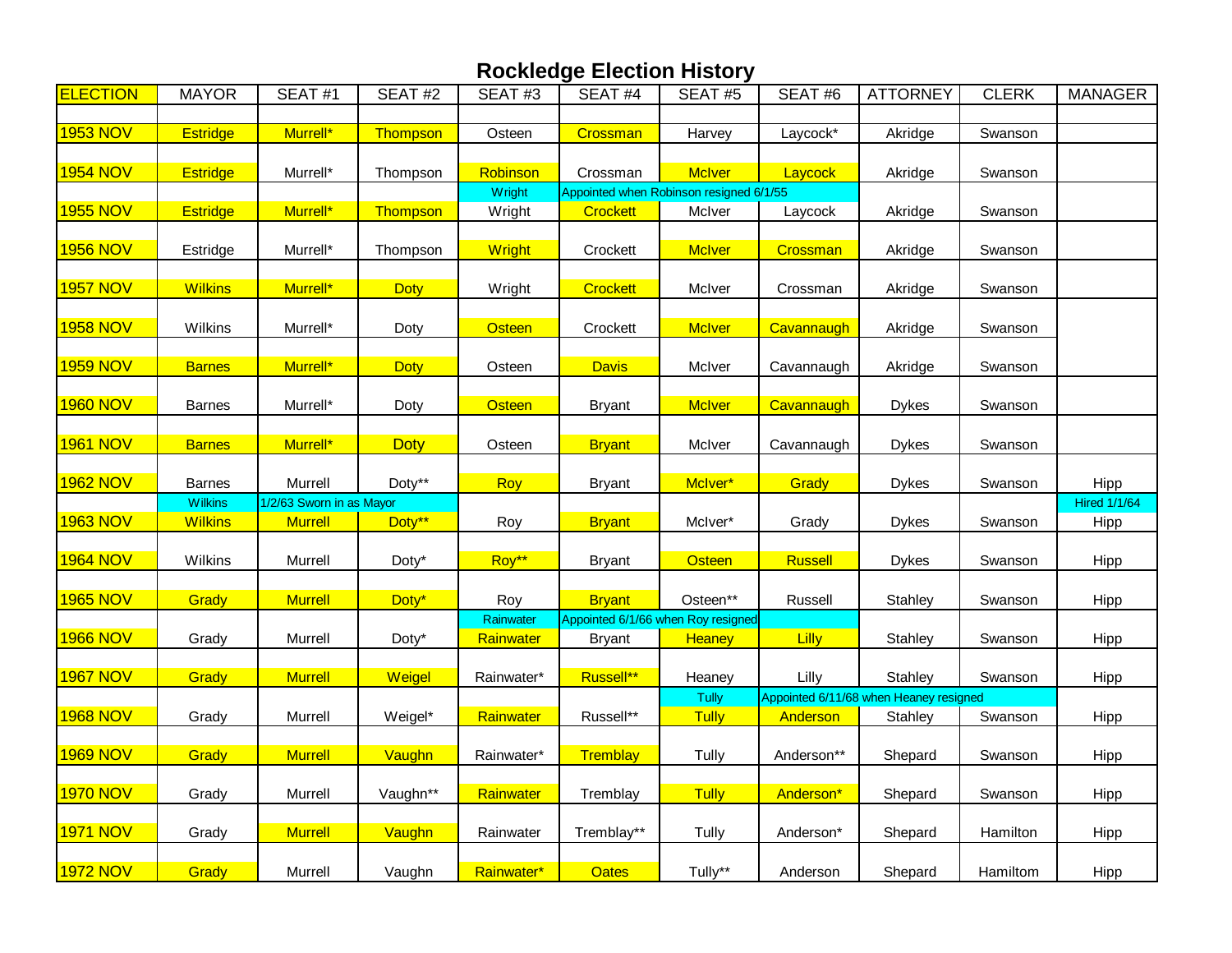# Rockledge Election History

| ELECTION | MAYOR | SEAT #1 | SEAT #2 | SEAT #3 | SEAT #4 | SEAT #5 | SEAT #6 | ATTORNEY | CLERK | MANAGER |
|---|---|---|---|---|---|---|---|---|---|---|
| 1953 NOV | Estridge | Murrell* | Thompson | Osteen | Crossman | Harvey | Laycock* | Akridge | Swanson | |
| 1954 NOV | Estridge | Murrell* | Thompson | Robinson | Crossman | McIver | Laycock | Akridge | Swanson | |
| | | | | Wright | Appointed when Robinson resigned 6/1/55 | | | | | |
| 1955 NOV | Estridge | Murrell* | Thompson | Wright | Crockett | McIver | Laycock | Akridge | Swanson | |
| 1956 NOV | Estridge | Murrell* | Thompson | Wright | Crockett | McIver | Crossman | Akridge | Swanson | |
| 1957 NOV | Wilkins | Murrell* | Doty | Wright | Crockett | McIver | Crossman | Akridge | Swanson | |
| 1958 NOV | Wilkins | Murrell* | Doty | Osteen | Crockett | McIver | Cavannaugh | Akridge | Swanson | |
| 1959 NOV | Barnes | Murrell* | Doty | Osteen | Davis | McIver | Cavannaugh | Akridge | Swanson | |
| 1960 NOV | Barnes | Murrell* | Doty | Osteen | Bryant | McIver | Cavannaugh | Dykes | Swanson | |
| 1961 NOV | Barnes | Murrell* | Doty | Osteen | Bryant | McIver | Cavannaugh | Dykes | Swanson | |
| 1962 NOV | Barnes | Murrell | Doty** | Roy | Bryant | McIver* | Grady | Dykes | Swanson | Hipp |
| | Wilkins | 1/2/63 Sworn in as Mayor | | | | | | | | Hired 1/1/64 |
| 1963 NOV | Wilkins | Murrell | Doty** | Roy | Bryant | McIver* | Grady | Dykes | Swanson | Hipp |
| 1964 NOV | Wilkins | Murrell | Doty* | Roy** | Bryant | Osteen | Russell | Dykes | Swanson | Hipp |
| 1965 NOV | Grady | Murrell | Doty* | Roy | Bryant | Osteen** | Russell | Stahley | Swanson | Hipp |
| | | | | Rainwater | Appointed 6/1/66 when Roy resigned | | | | | |
| 1966 NOV | Grady | Murrell | Doty* | Rainwater | Bryant | Heaney | Lilly | Stahley | Swanson | Hipp |
| 1967 NOV | Grady | Murrell | Weigel | Rainwater* | Russell** | Heaney | Lilly | Stahley | Swanson | Hipp |
| | | | | | | Tully | Appointed 6/11/68 when Heaney resigned | | | |
| 1968 NOV | Grady | Murrell | Weigel* | Rainwater | Russell** | Tully | Anderson | Stahley | Swanson | Hipp |
| 1969 NOV | Grady | Murrell | Vaughn | Rainwater* | Tremblay | Tully | Anderson** | Shepard | Swanson | Hipp |
| 1970 NOV | Grady | Murrell | Vaughn** | Rainwater | Tremblay | Tully | Anderson* | Shepard | Swanson | Hipp |
| 1971 NOV | Grady | Murrell | Vaughn | Rainwater | Tremblay** | Tully | Anderson* | Shepard | Hamilton | Hipp |
| 1972 NOV | Grady | Murrell | Vaughn | Rainwater* | Oates | Tully** | Anderson | Shepard | Hamiltom | Hipp |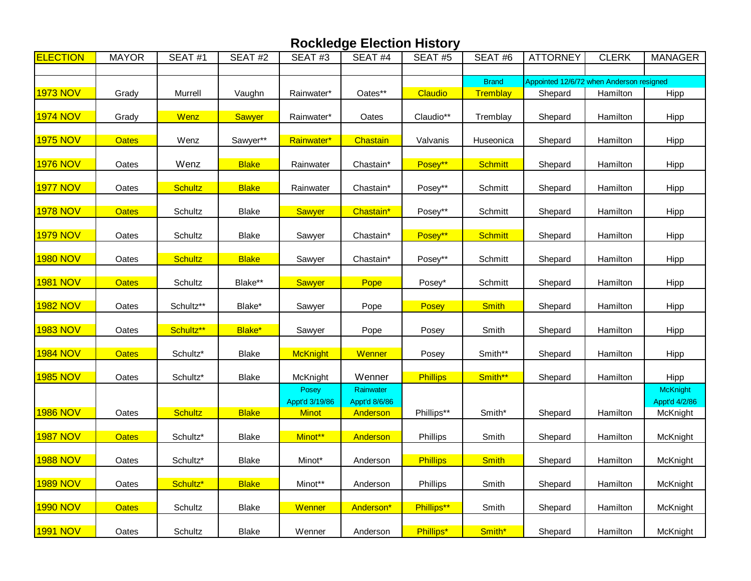# Rockledge Election History

| ELECTION | MAYOR | SEAT #1 | SEAT #2 | SEAT #3 | SEAT #4 | SEAT #5 | SEAT #6 | ATTORNEY | CLERK | MANAGER |
|---|---|---|---|---|---|---|---|---|---|---|
| | | | | | | | Brand | Appointed 12/6/72 when Anderson resigned | | |
| 1973 NOV | Grady | Murrell | Vaughn | Rainwater* | Oates** | Claudio | Tremblay | Shepard | Hamilton | Hipp |
| 1974 NOV | Grady | Wenz | Sawyer | Rainwater* | Oates | Claudio** | Tremblay | Shepard | Hamilton | Hipp |
| 1975 NOV | Oates | Wenz | Sawyer** | Rainwater* | Chastain | Valvanis | Huseonica | Shepard | Hamilton | Hipp |
| 1976 NOV | Oates | Wenz | Blake | Rainwater | Chastain* | Posey** | Schmitt | Shepard | Hamilton | Hipp |
| 1977 NOV | Oates | Schultz | Blake | Rainwater | Chastain* | Posey** | Schmitt | Shepard | Hamilton | Hipp |
| 1978 NOV | Oates | Schultz | Blake | Sawyer | Chastain* | Posey** | Schmitt | Shepard | Hamilton | Hipp |
| 1979 NOV | Oates | Schultz | Blake | Sawyer | Chastain* | Posey** | Schmitt | Shepard | Hamilton | Hipp |
| 1980 NOV | Oates | Schultz | Blake | Sawyer | Chastain* | Posey** | Schmitt | Shepard | Hamilton | Hipp |
| 1981 NOV | Oates | Schultz | Blake** | Sawyer | Pope | Posey* | Schmitt | Shepard | Hamilton | Hipp |
| 1982 NOV | Oates | Schultz** | Blake* | Sawyer | Pope | Posey | Smith | Shepard | Hamilton | Hipp |
| 1983 NOV | Oates | Schultz** | Blake* | Sawyer | Pope | Posey | Smith | Shepard | Hamilton | Hipp |
| 1984 NOV | Oates | Schultz* | Blake | McKnight | Wenner | Posey | Smith** | Shepard | Hamilton | Hipp |
| 1985 NOV | Oates | Schultz* | Blake | McKnight | Wenner | Phillips | Smith** | Shepard | Hamilton | Hipp |
| | | | | Posey Appt'd 3/19/86 | Rainwater Appt'd 8/6/86 | | | | | McKnight Appt'd 4/2/86 |
| 1986 NOV | Oates | Schultz | Blake | Minot | Anderson | Phillips** | Smith* | Shepard | Hamilton | McKnight |
| 1987 NOV | Oates | Schultz* | Blake | Minot** | Anderson | Phillips | Smith | Shepard | Hamilton | McKnight |
| 1988 NOV | Oates | Schultz* | Blake | Minot* | Anderson | Phillips | Smith | Shepard | Hamilton | McKnight |
| 1989 NOV | Oates | Schultz* | Blake | Minot** | Anderson | Phillips | Smith | Shepard | Hamilton | McKnight |
| 1990 NOV | Oates | Schultz | Blake | Wenner | Anderson* | Phillips** | Smith | Shepard | Hamilton | McKnight |
| 1991 NOV | Oates | Schultz | Blake | Wenner | Anderson | Phillips* | Smith* | Shepard | Hamilton | McKnight |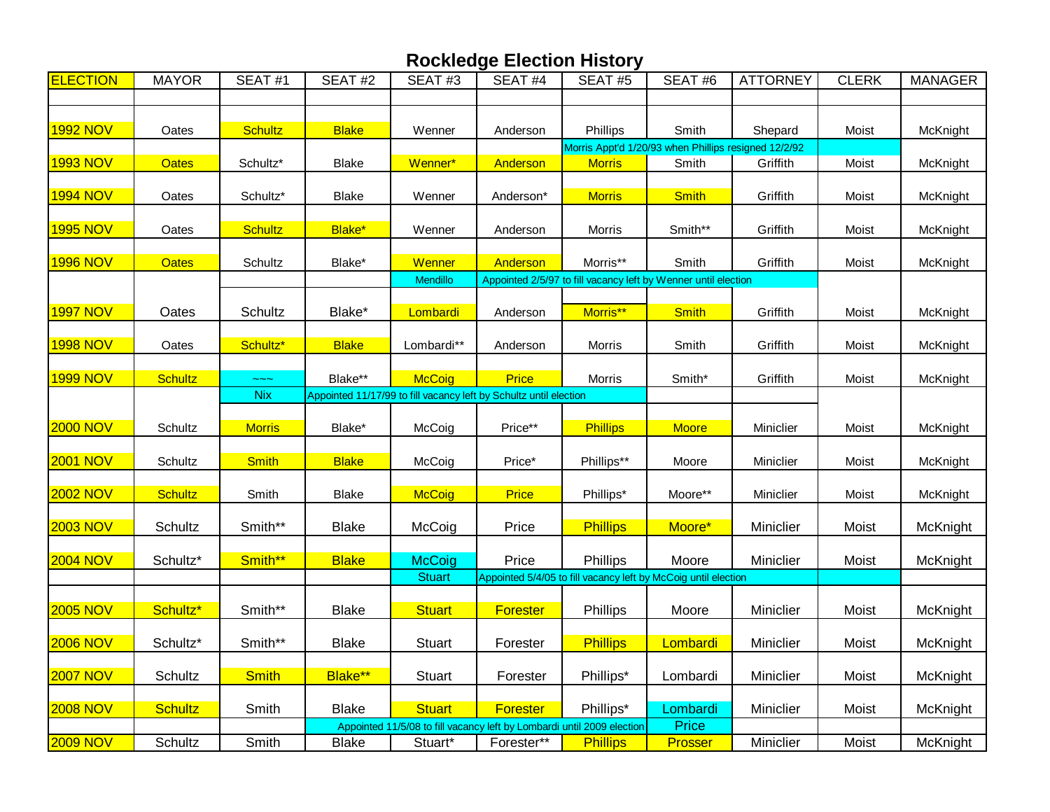# Rockledge Election History

| ELECTION | MAYOR | SEAT #1 | SEAT #2 | SEAT #3 | SEAT #4 | SEAT #5 | SEAT #6 | ATTORNEY | CLERK | MANAGER |
|---|---|---|---|---|---|---|---|---|---|---|
| 1992 NOV | Oates | Schultz | Blake | Wenner | Anderson | Phillips | Smith | Shepard | Moist | McKnight |
| | | | | | | Morris Appt'd 1/20/93 when Phillips resigned 12/2/92 | | | | |
| 1993 NOV | Oates | Schultz* | Blake | Wenner* | Anderson | Morris | Smith | Griffith | Moist | McKnight |
| 1994 NOV | Oates | Schultz* | Blake | Wenner | Anderson* | Morris | Smith | Griffith | Moist | McKnight |
| 1995 NOV | Oates | Schultz | Blake* | Wenner | Anderson | Morris | Smith** | Griffith | Moist | McKnight |
| 1996 NOV | Oates | Schultz | Blake* | Wenner | Anderson | Morris** | Smith | Griffith | Moist | McKnight |
| | | | | Mendillo | Appointed 2/5/97 to fill vacancy left by Wenner until election | | | | | |
| 1997 NOV | Oates | Schultz | Blake* | Lombardi | Anderson | Morris** | Smith | Griffith | Moist | McKnight |
| 1998 NOV | Oates | Schultz* | Blake | Lombardi** | Anderson | Morris | Smith | Griffith | Moist | McKnight |
| 1999 NOV | Schultz | ~~~ | Blake** | McCoig | Price | Morris | Smith* | Griffith | Moist | McKnight |
| | | Nix | Appointed 11/17/99 to fill vacancy left by Schultz until election | | | | | | | |
| 2000 NOV | Schultz | Morris | Blake* | McCoig | Price** | Phillips | Moore | Miniclier | Moist | McKnight |
| 2001 NOV | Schultz | Smith | Blake | McCoig | Price* | Phillips** | Moore | Miniclier | Moist | McKnight |
| 2002 NOV | Schultz | Smith | Blake | McCoig | Price | Phillips* | Moore** | Miniclier | Moist | McKnight |
| 2003 NOV | Schultz | Smith** | Blake | McCoig | Price | Phillips | Moore* | Miniclier | Moist | McKnight |
| 2004 NOV | Schultz* | Smith** | Blake | McCoig | Price | Phillips | Moore | Miniclier | Moist | McKnight |
| | | | | Stuart | Appointed 5/4/05 to fill vacancy left by McCoig until election | | | | | |
| 2005 NOV | Schultz* | Smith** | Blake | Stuart | Forester | Phillips | Moore | Miniclier | Moist | McKnight |
| 2006 NOV | Schultz* | Smith** | Blake | Stuart | Forester | Phillips | Lombardi | Miniclier | Moist | McKnight |
| 2007 NOV | Schultz | Smith | Blake** | Stuart | Forester | Phillips* | Lombardi | Miniclier | Moist | McKnight |
| 2008 NOV | Schultz | Smith | Blake | Stuart | Forester | Phillips* | Lombardi | Miniclier | Moist | McKnight |
| | | | Appointed 11/5/08 to fill vacancy left by Lombardi until 2009 election | | | | Price | | | |
| 2009 NOV | Schultz | Smith | Blake | Stuart* | Forester** | Phillips | Prosser | Miniclier | Moist | McKnight |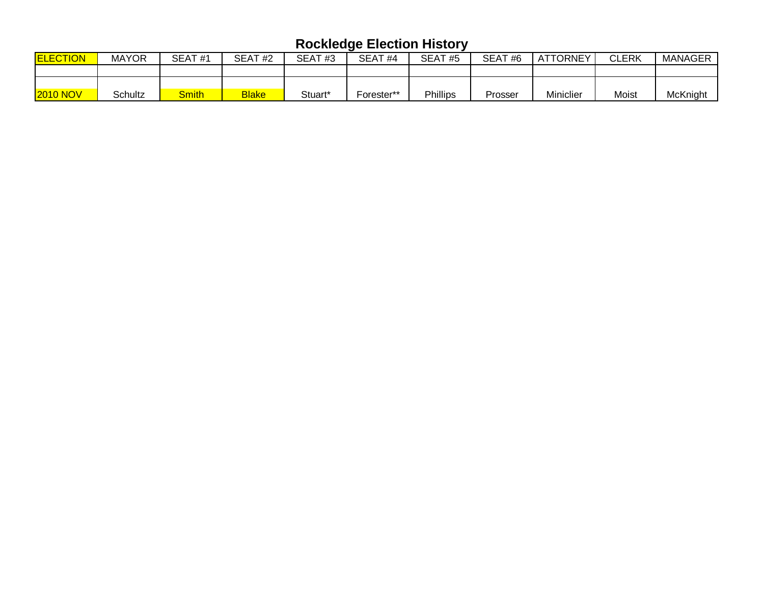# Rockledge Election History

| ELECTION | MAYOR | SEAT #1 | SEAT #2 | SEAT #3 | SEAT #4 | SEAT #5 | SEAT #6 | ATTORNEY | CLERK | MANAGER |
|---|---|---|---|---|---|---|---|---|---|---|
| | | | | | | | | | | |
| 2010 NOV | Schultz | Smith | Blake | Stuart* | Forester** | Phillips | Prosser | Miniclier | Moist | McKnight |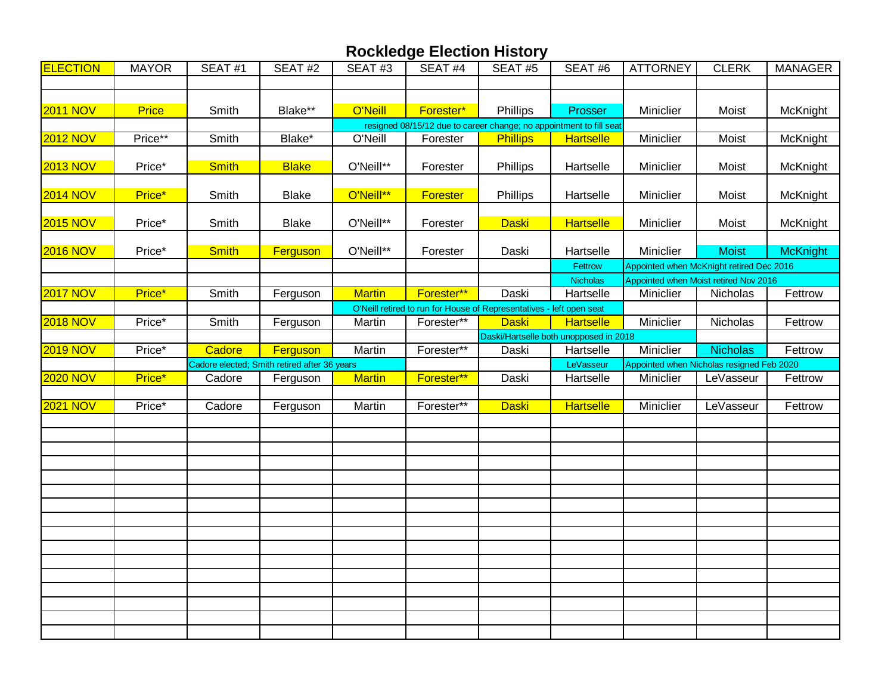# Rockledge Election History

| ELECTION | MAYOR | SEAT #1 | SEAT #2 | SEAT #3 | SEAT #4 | SEAT #5 | SEAT #6 | ATTORNEY | CLERK | MANAGER |
|---|---|---|---|---|---|---|---|---|---|---|
| | | | | | | | | | | |
| 2011 NOV | Price | Smith | Blake** | O'Neill | Forester* | Phillips | Prosser | Miniclier | Moist | McKnight |
| | | | | resigned 08/15/12 due to career change; no appointment to fill seat | | | | | | |
| 2012 NOV | Price** | Smith | Blake* | O'Neill | Forester | Phillips | Hartselle | Miniclier | Moist | McKnight |
| 2013 NOV | Price* | Smith | Blake | O'Neill** | Forester | Phillips | Hartselle | Miniclier | Moist | McKnight |
| 2014 NOV | Price* | Smith | Blake | O'Neill** | Forester | Phillips | Hartselle | Miniclier | Moist | McKnight |
| 2015 NOV | Price* | Smith | Blake | O'Neill** | Forester | Daski | Hartselle | Miniclier | Moist | McKnight |
| 2016 NOV | Price* | Smith | Ferguson | O'Neill** | Forester | Daski | Hartselle | Miniclier | Moist | McKnight |
| | | | | | | | Fettrow | Appointed when McKnight retired Dec 2016 | | |
| | | | | | | | Nicholas | Appointed when Moist retired Nov 2016 | | |
| 2017 NOV | Price* | Smith | Ferguson | Martin | Forester** | Daski | Hartselle | Miniclier | Nicholas | Fettrow |
| | | | | O'Neill retired to run for House of Representatives - left open seat | | | | | | |
| 2018 NOV | Price* | Smith | Ferguson | Martin | Forester** | Daski | Hartselle | Miniclier | Nicholas | Fettrow |
| | | | | | | Daski/Hartselle both unopposed in 2018 | | | | |
| 2019 NOV | Price* | Cadore | Ferguson | Martin | Forester** | Daski | Hartselle | Miniclier | Nicholas | Fettrow |
| | | Cadore elected; Smith retired after 36 years | | | | | LeVasseur | Appointed when Nicholas resigned Feb 2020 | | |
| 2020 NOV | Price* | Cadore | Ferguson | Martin | Forester** | Daski | Hartselle | Miniclier | LeVasseur | Fettrow |
| | | | | | | | | | | |
| 2021 NOV | Price* | Cadore | Ferguson | Martin | Forester** | Daski | Hartselle | Miniclier | LeVasseur | Fettrow |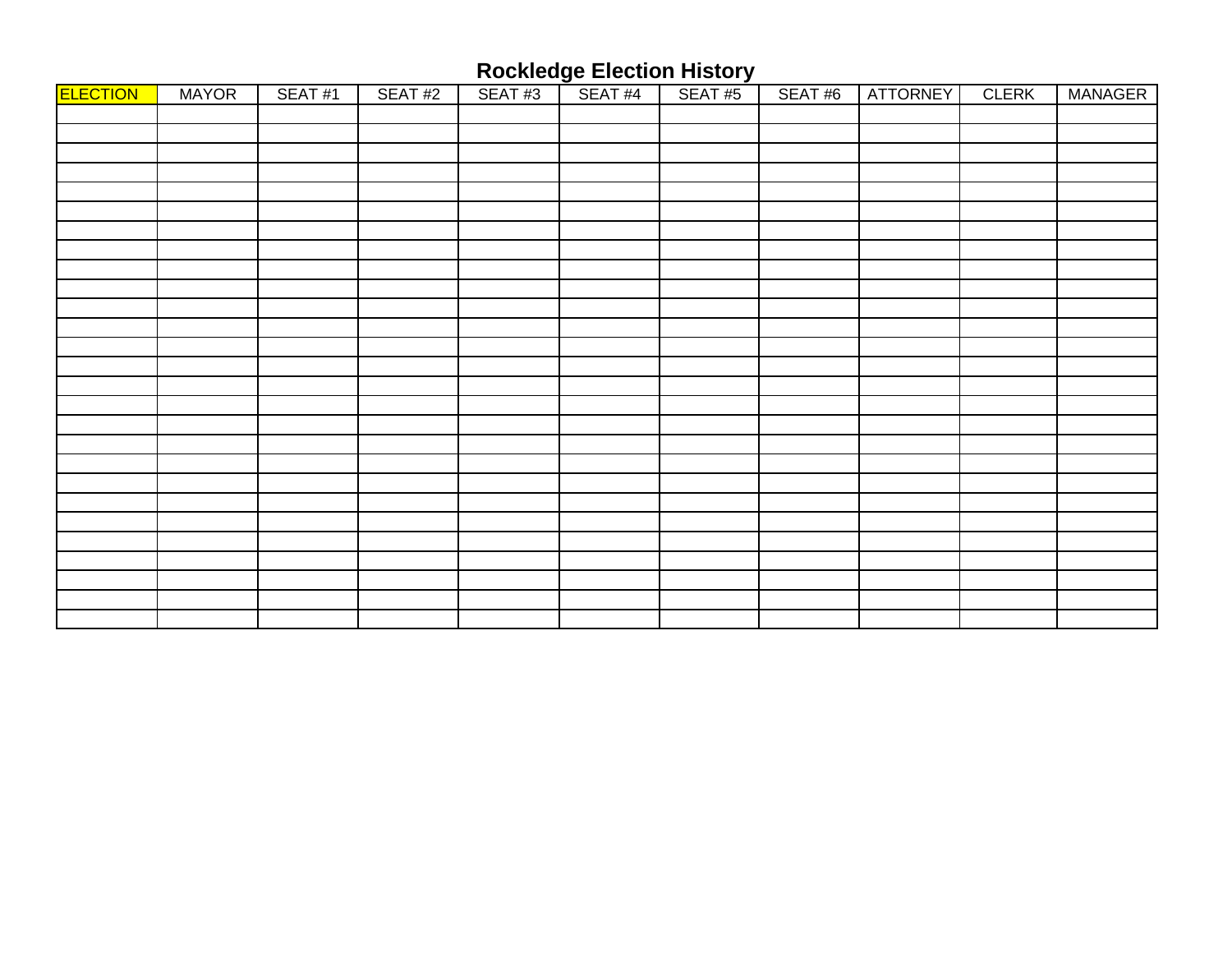# Rockledge Election History

| ELECTION | MAYOR | SEAT #1 | SEAT #2 | SEAT #3 | SEAT #4 | SEAT #5 | SEAT #6 | ATTORNEY | CLERK | MANAGER |
|---|---|---|---|---|---|---|---|---|---|---|
| | | | | | | | | | | |
| | | | | | | | | | | |
| | | | | | | | | | | |
| | | | | | | | | | | |
| | | | | | | | | | | |
| | | | | | | | | | | |
| | | | | | | | | | | |
| | | | | | | | | | | |
| | | | | | | | | | | |
| | | | | | | | | | | |
| | | | | | | | | | | |
| | | | | | | | | | | |
| | | | | | | | | | | |
| | | | | | | | | | | |
| | | | | | | | | | | |
| | | | | | | | | | | |
| | | | | | | | | | | |
| | | | | | | | | | | |
| | | | | | | | | | | |
| | | | | | | | | | | |
| | | | | | | | | | | |
| | | | | | | | | | | |
| | | | | | | | | | | |
| | | | | | | | | | | |
| | | | | | | | | | | |
| | | | | | | | | | | |
| | | | | | | | | | | |